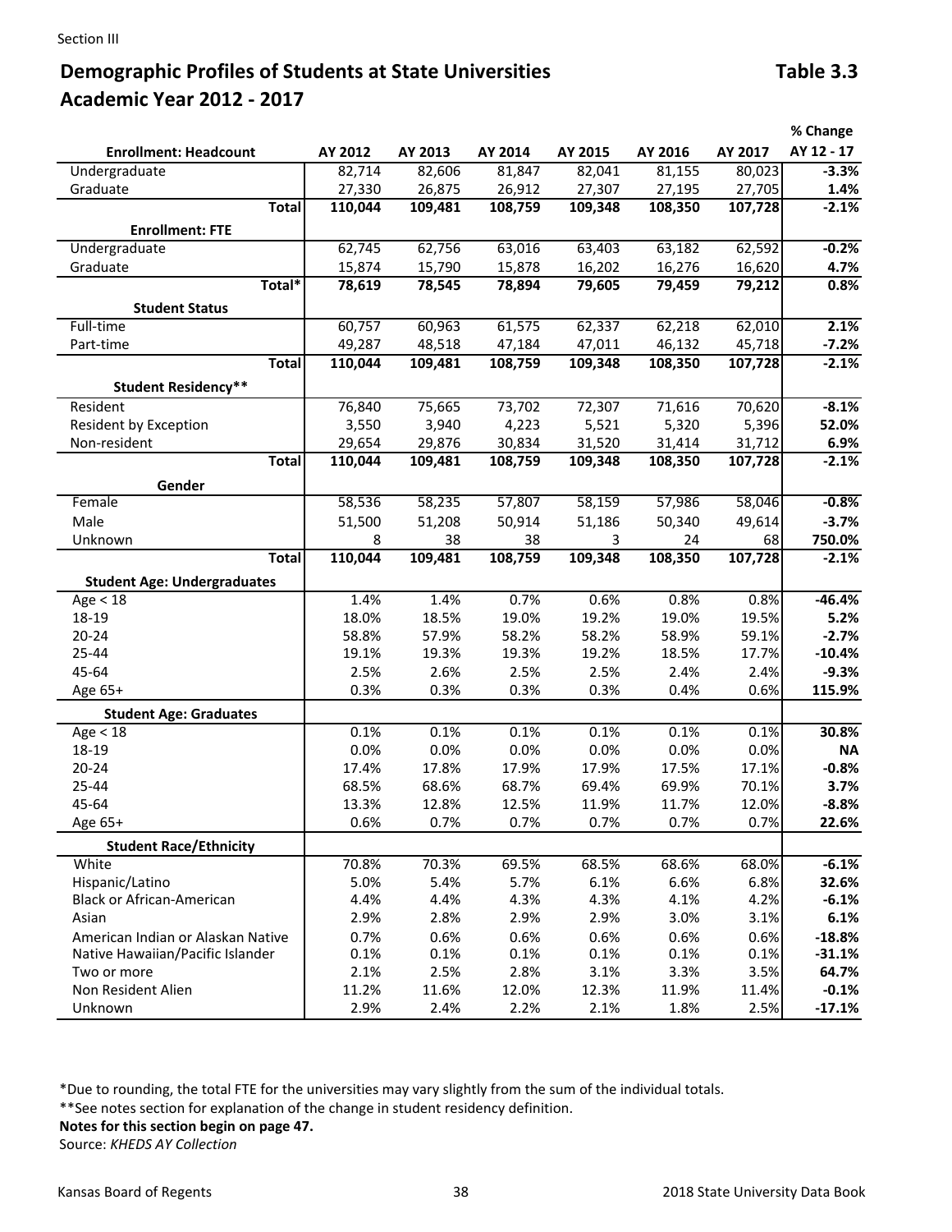Section III

## Demographic Profiles of Students at State Universities — Table 3.3
## Academic Year 2012 - 2017

| Enrollment: Headcount | AY 2012 | AY 2013 | AY 2014 | AY 2015 | AY 2016 | AY 2017 | % Change AY 12 - 17 |
|---|---|---|---|---|---|---|---|
| Undergraduate | 82,714 | 82,606 | 81,847 | 82,041 | 81,155 | 80,023 | **-3.3%** |
| Graduate | 27,330 | 26,875 | 26,912 | 27,307 | 27,195 | 27,705 | **1.4%** |
| **Total** | **110,044** | **109,481** | **108,759** | **109,348** | **108,350** | **107,728** | **-2.1%** |
| **Enrollment: FTE** | | | | | | | |
| Undergraduate | 62,745 | 62,756 | 63,016 | 63,403 | 63,182 | 62,592 | **-0.2%** |
| Graduate | 15,874 | 15,790 | 15,878 | 16,202 | 16,276 | 16,620 | **4.7%** |
| **Total*** | **78,619** | **78,545** | **78,894** | **79,605** | **79,459** | **79,212** | **0.8%** |
| **Student Status** | | | | | | | |
| Full-time | 60,757 | 60,963 | 61,575 | 62,337 | 62,218 | 62,010 | **2.1%** |
| Part-time | 49,287 | 48,518 | 47,184 | 47,011 | 46,132 | 45,718 | **-7.2%** |
| **Total** | **110,044** | **109,481** | **108,759** | **109,348** | **108,350** | **107,728** | **-2.1%** |
| **Student Residency**** | | | | | | | |
| Resident | 76,840 | 75,665 | 73,702 | 72,307 | 71,616 | 70,620 | **-8.1%** |
| Resident by Exception | 3,550 | 3,940 | 4,223 | 5,521 | 5,320 | 5,396 | **52.0%** |
| Non-resident | 29,654 | 29,876 | 30,834 | 31,520 | 31,414 | 31,712 | **6.9%** |
| **Total** | **110,044** | **109,481** | **108,759** | **109,348** | **108,350** | **107,728** | **-2.1%** |
| **Gender** | | | | | | | |
| Female | 58,536 | 58,235 | 57,807 | 58,159 | 57,986 | 58,046 | **-0.8%** |
| Male | 51,500 | 51,208 | 50,914 | 51,186 | 50,340 | 49,614 | **-3.7%** |
| Unknown | 8 | 38 | 38 | 3 | 24 | 68 | **750.0%** |
| **Total** | **110,044** | **109,481** | **108,759** | **109,348** | **108,350** | **107,728** | **-2.1%** |
| **Student Age: Undergraduates** | | | | | | | |
| Age < 18 | 1.4% | 1.4% | 0.7% | 0.6% | 0.8% | 0.8% | **-46.4%** |
| 18-19 | 18.0% | 18.5% | 19.0% | 19.2% | 19.0% | 19.5% | **5.2%** |
| 20-24 | 58.8% | 57.9% | 58.2% | 58.2% | 58.9% | 59.1% | **-2.7%** |
| 25-44 | 19.1% | 19.3% | 19.3% | 19.2% | 18.5% | 17.7% | **-10.4%** |
| 45-64 | 2.5% | 2.6% | 2.5% | 2.5% | 2.4% | 2.4% | **-9.3%** |
| Age 65+ | 0.3% | 0.3% | 0.3% | 0.3% | 0.4% | 0.6% | **115.9%** |
| **Student Age: Graduates** | | | | | | | |
| Age < 18 | 0.1% | 0.1% | 0.1% | 0.1% | 0.1% | 0.1% | **30.8%** |
| 18-19 | 0.0% | 0.0% | 0.0% | 0.0% | 0.0% | 0.0% | **NA** |
| 20-24 | 17.4% | 17.8% | 17.9% | 17.9% | 17.5% | 17.1% | **-0.8%** |
| 25-44 | 68.5% | 68.6% | 68.7% | 69.4% | 69.9% | 70.1% | **3.7%** |
| 45-64 | 13.3% | 12.8% | 12.5% | 11.9% | 11.7% | 12.0% | **-8.8%** |
| Age 65+ | 0.6% | 0.7% | 0.7% | 0.7% | 0.7% | 0.7% | **22.6%** |
| **Student Race/Ethnicity** | | | | | | | |
| White | 70.8% | 70.3% | 69.5% | 68.5% | 68.6% | 68.0% | **-6.1%** |
| Hispanic/Latino | 5.0% | 5.4% | 5.7% | 6.1% | 6.6% | 6.8% | **32.6%** |
| Black or African-American | 4.4% | 4.4% | 4.3% | 4.3% | 4.1% | 4.2% | **-6.1%** |
| Asian | 2.9% | 2.8% | 2.9% | 2.9% | 3.0% | 3.1% | **6.1%** |
| American Indian or Alaskan Native | 0.7% | 0.6% | 0.6% | 0.6% | 0.6% | 0.6% | **-18.8%** |
| Native Hawaiian/Pacific Islander | 0.1% | 0.1% | 0.1% | 0.1% | 0.1% | 0.1% | **-31.1%** |
| Two or more | 2.1% | 2.5% | 2.8% | 3.1% | 3.3% | 3.5% | **64.7%** |
| Non Resident Alien | 11.2% | 11.6% | 12.0% | 12.3% | 11.9% | 11.4% | **-0.1%** |
| Unknown | 2.9% | 2.4% | 2.2% | 2.1% | 1.8% | 2.5% | **-17.1%** |

*Due to rounding, the total FTE for the universities may vary slightly from the sum of the individual totals.

**See notes section for explanation of the change in student residency definition.

**Notes for this section begin on page 47.**

Source: *KHEDS AY Collection*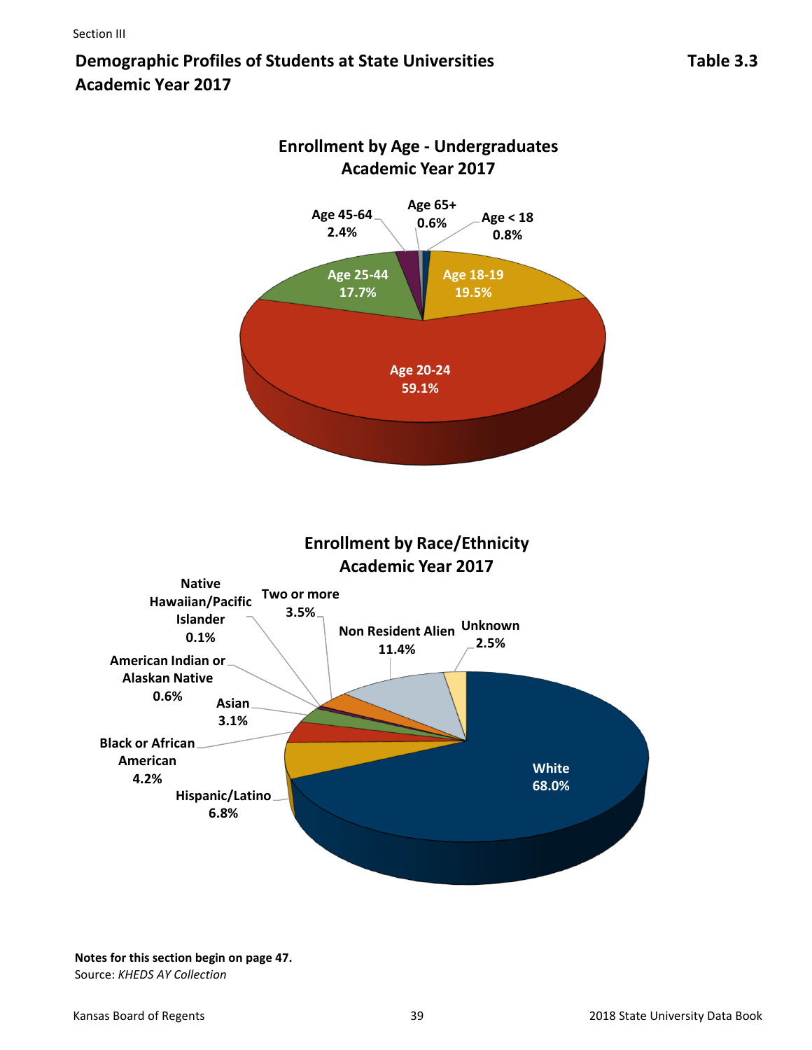Section III

## Demographic Profiles of Students at State Universities
## Academic Year 2017

**Table 3.3**

**Enrollment by Age - Undergraduates**
**Academic Year 2017**

Age 45-64
2.4%

Age 65+
0.6%

Age < 18
0.8%

Age 25-44
17.7%

Age 18-19
19.5%

Age 20-24
59.1%

**Enrollment by Race/Ethnicity**
**Academic Year 2017**

Native Hawaiian/Pacific Islander
0.1%

Two or more
3.5%

Non Resident Alien
11.4%

Unknown
2.5%

American Indian or Alaskan Native
0.6%

Asian
3.1%

Black or African American
4.2%

Hispanic/Latino
6.8%

White
68.0%

**Notes for this section begin on page 47.**
Source: *KHEDS AY Collection*